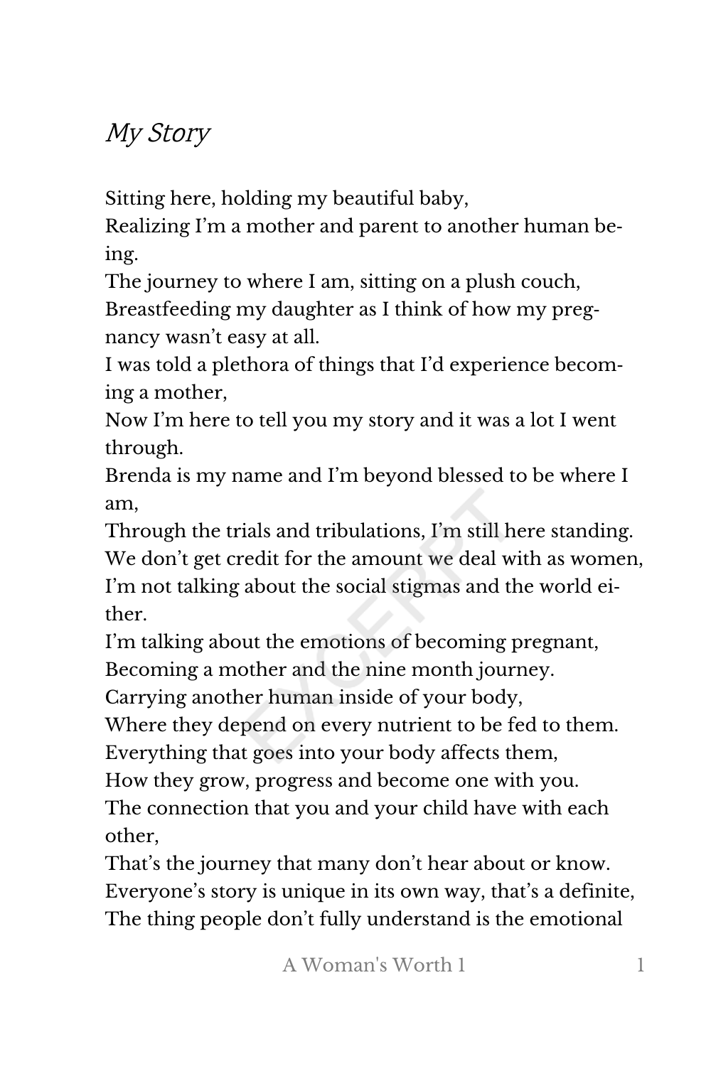# *My Story*

Sitting here, holding my beautiful baby,
Realizing I'm a mother and parent to another human being.
The journey to where I am, sitting on a plush couch,
Breastfeeding my daughter as I think of how my pregnancy wasn't easy at all.
I was told a plethora of things that I'd experience becoming a mother,
Now I'm here to tell you my story and it was a lot I went through.
Brenda is my name and I'm beyond blessed to be where I am,
Through the trials and tribulations, I'm still here standing.
We don't get credit for the amount we deal with as women,
I'm not talking about the social stigmas and the world either.
I'm talking about the emotions of becoming pregnant,
Becoming a mother and the nine month journey.
Carrying another human inside of your body,
Where they depend on every nutrient to be fed to them.
Everything that goes into your body affects them,
How they grow, progress and become one with you.
The connection that you and your child have with each other,
That's the journey that many don't hear about or know.
Everyone's story is unique in its own way, that's a definite,
The thing people don't fully understand is the emotional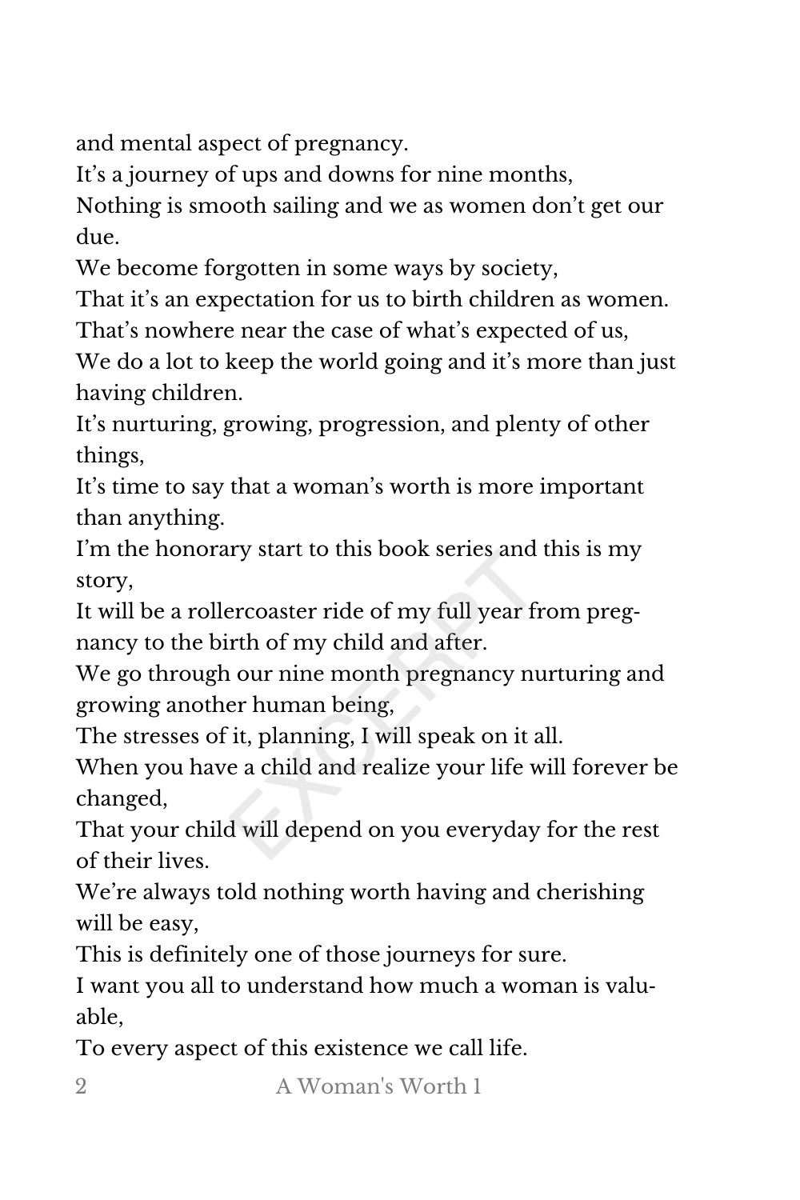and mental aspect of pregnancy.
It's a journey of ups and downs for nine months,
Nothing is smooth sailing and we as women don't get our due.
We become forgotten in some ways by society,
That it's an expectation for us to birth children as women.
That's nowhere near the case of what's expected of us,
We do a lot to keep the world going and it's more than just having children.
It's nurturing, growing, progression, and plenty of other things,
It's time to say that a woman's worth is more important than anything.
I'm the honorary start to this book series and this is my story,
It will be a rollercoaster ride of my full year from pregnancy to the birth of my child and after.
We go through our nine month pregnancy nurturing and growing another human being,
The stresses of it, planning, I will speak on it all.
When you have a child and realize your life will forever be changed,
That your child will depend on you everyday for the rest of their lives.
We're always told nothing worth having and cherishing will be easy,
This is definitely one of those journeys for sure.
I want you all to understand how much a woman is valuable,
To every aspect of this existence we call life.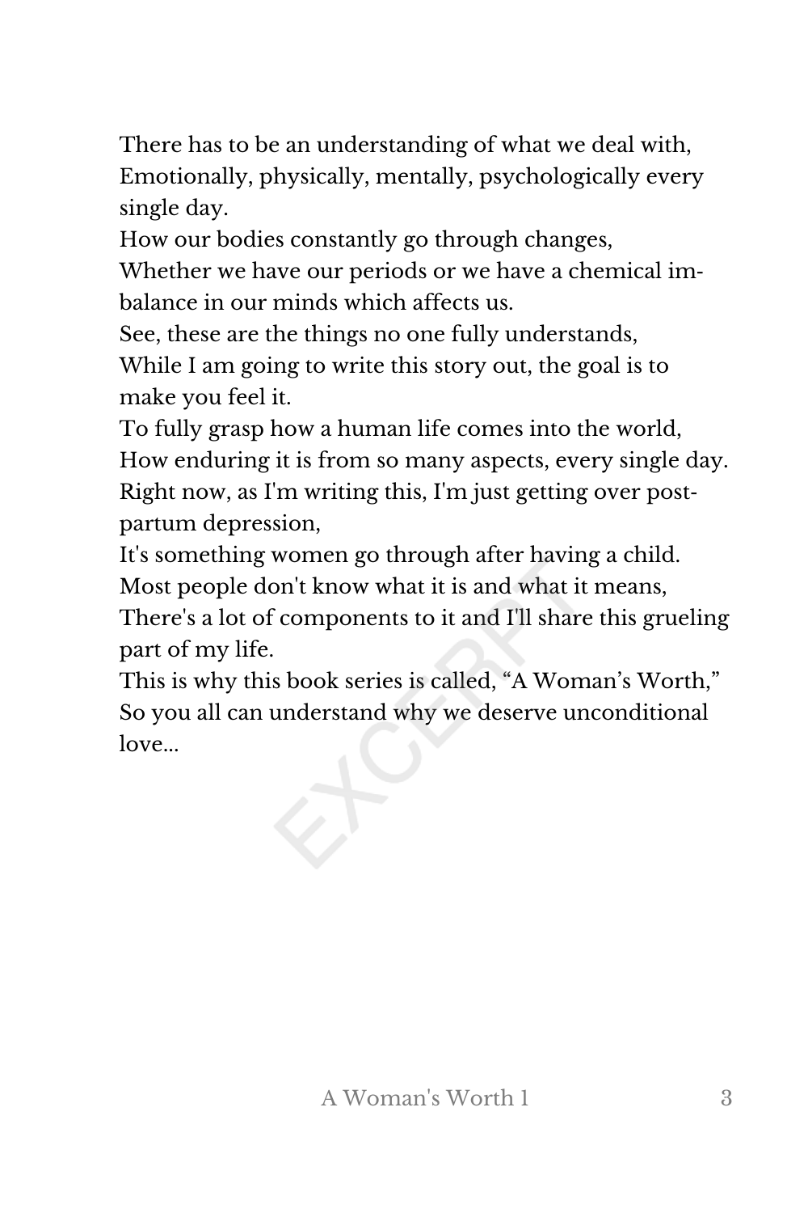There has to be an understanding of what we deal with,
Emotionally, physically, mentally, psychologically every single day.
How our bodies constantly go through changes,
Whether we have our periods or we have a chemical imbalance in our minds which affects us.
See, these are the things no one fully understands,
While I am going to write this story out, the goal is to make you feel it.
To fully grasp how a human life comes into the world,
How enduring it is from so many aspects, every single day.
Right now, as I'm writing this, I'm just getting over postpartum depression,
It's something women go through after having a child.
Most people don't know what it is and what it means,
There's a lot of components to it and I'll share this grueling part of my life.
This is why this book series is called, "A Woman's Worth,"
So you all can understand why we deserve unconditional love...